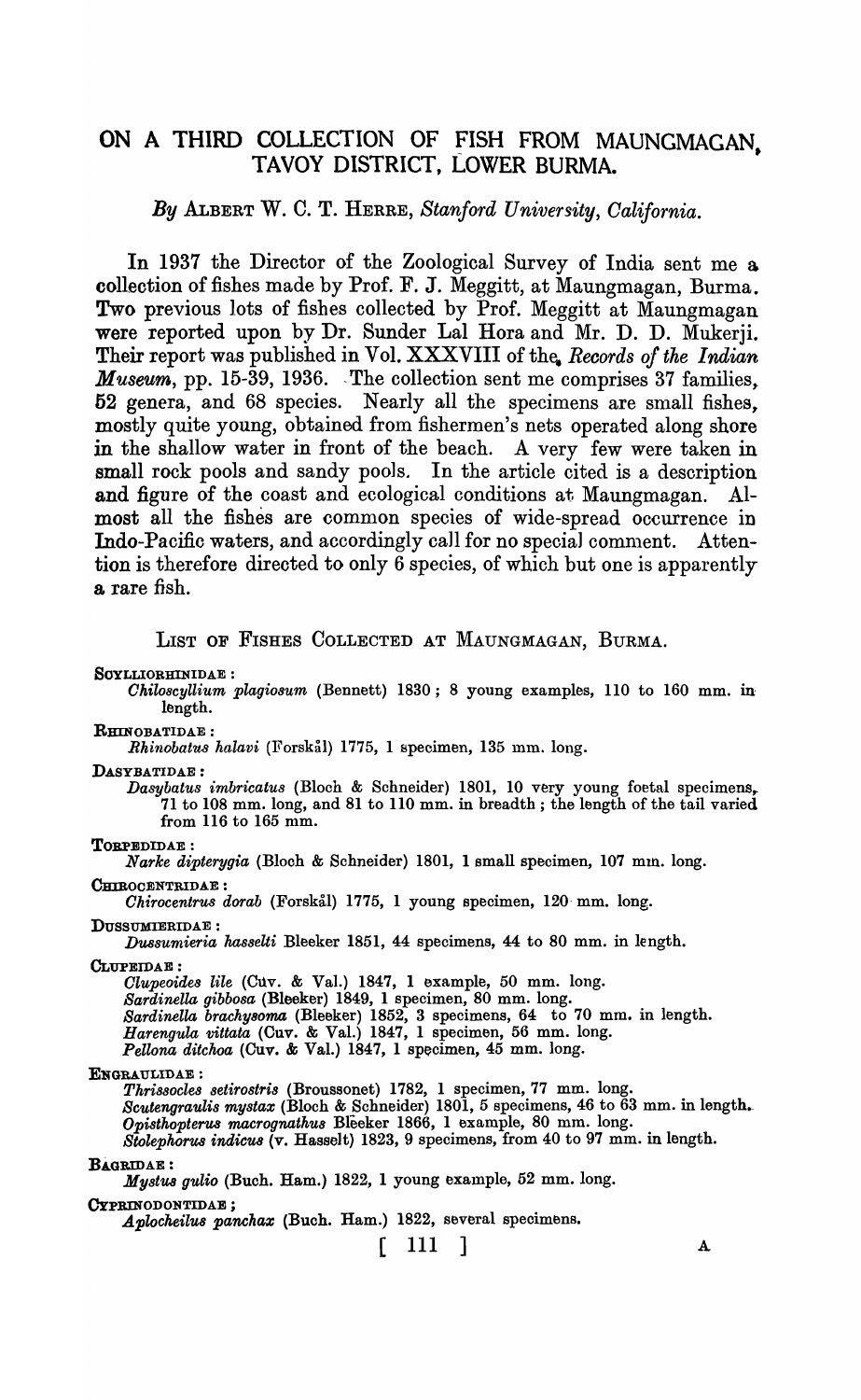# ON A THIRD COLLECTION OF FISH FROM MAUNGMAGAN, TAVOY DISTRICT, LOWER BURMA.

*By* ALBERT W. C. T. HERRE, *Stanford University, California.*

In 1937 the Director of the Zoological Survey of India sent me a collection of fishes made by Prof. F. J. Meggitt, at Maungmagan, Burma. Two previous lots of fishes collected by Prof. Meggitt at Maungmagan were reported upon by Dr. Sunder Lal Hora and Mr. D. D. Mukerji. Their report was published in Vol. XXXVIII of the *Records of the Indian Museum*, pp. 15-39, 1936. The collection sent me comprises 37 families, 52 genera, and 68 species. Nearly all the specimens are small fishes, mostly quite young, obtained from fishermen's nets operated along shore in the shallow water in front of the beach. A very few were taken in small rock pools and sandy pools. In the article cited is a description and figure of the coast and ecological conditions at Maungmagan. Almost all the fishes are common species of wide-spread occurrence in Indo-Pacific waters, and accordingly call for no special comment. Attention is therefore directed to only 6 species, of which but one is apparently a rare fish.

## LIST OF FISHES COLLECTED AT MAUNGMAGAN, BURMA.

SCYLLIORHINIDAE :

*Chiloscyllium plagiosum* (Bennett) 1830; 8 young examples, 110 to 160 mm. in length.

RHINOBATIDAE :

*Rhinobatus halavi* (Forskål) 1775, 1 specimen, 135 mm. long.

DASYBATIDAE :

*Dasybatus imbricatus* (Bloch & Schneider) 1801, 10 very young foetal specimens, 71 to 108 mm. long, and 81 to 110 mm. in breadth; the length of the tail varied from 116 to 165 mm.

TORPEDIDAE :

*Narke dipterygia* (Bloch & Schneider) 1801, 1 small specimen, 107 mm. long.

CHIROCENTRIDAE :

*Chirocentrus dorab* (Forskål) 1775, 1 young specimen, 120 mm. long.

DUSSUMIERIDAE :

*Dussumieria hasselti* Bleeker 1851, 44 specimens, 44 to 80 mm. in length.

CLUPEIDAE :

*Clupeoides lile* (Cuv. & Val.) 1847, 1 example, 50 mm. long.
*Sardinella gibbosa* (Bleeker) 1849, 1 specimen, 80 mm. long.
*Sardinella brachysoma* (Bleeker) 1852, 3 specimens, 64 to 70 mm. in length.
*Harengula vittata* (Cuv. & Val.) 1847, 1 specimen, 56 mm. long.
*Pellona ditchoa* (Cuv. & Val.) 1847, 1 specimen, 45 mm. long.

ENGRAULIDAE :

*Thrissocles setirostris* (Broussonet) 1782, 1 specimen, 77 mm. long.
*Scutengraulis mystax* (Bloch & Schneider) 1801, 5 specimens, 46 to 63 mm. in length.
*Opisthopterus macrognathus* Bleeker 1866, 1 example, 80 mm. long.
*Stolephorus indicus* (v. Hasselt) 1823, 9 specimens, from 40 to 97 mm. in length.

BAGRIDAE :

*Mystus gulio* (Buch. Ham.) 1822, 1 young example, 52 mm. long.

CYPRINODONTIDAE ;

*Aplocheilus panchax* (Buch. Ham.) 1822, several specimens.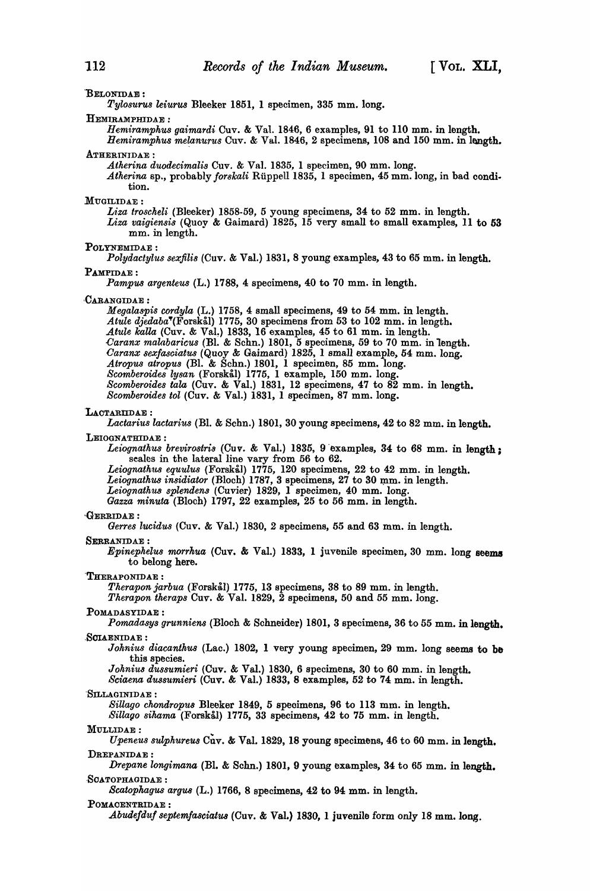BELONIDAE :

*Tylosurus leiurus* Bleeker 1851, 1 specimen, 335 mm. long.

HEMIRAMPHIDAE :

*Hemiramphus gaimardi* Cuv. & Val. 1846, 6 examples, 91 to 110 mm. in length.
*Hemiramphus melanurus* Cuv. & Val. 1846, 2 specimens, 108 and 150 mm. in length.

ATHERINIDAE :

*Atherina duodecimalis* Cuv. & Val. 1835, 1 specimen, 90 mm. long.
*Atherina* sp., probably *forskali* Rüppell 1835, 1 specimen, 45 mm. long, in bad condition.

MUGILIDAE :

*Liza troscheli* (Bleeker) 1858-59, 5 young specimens, 34 to 52 mm. in length.
*Liza vaigiensis* (Quoy & Gaimard) 1825, 15 very small to small examples, 11 to 53 mm. in length.

POLYNEMIDAE :

*Polydactylus sexfilis* (Cuv. & Val.) 1831, 8 young examples, 43 to 65 mm. in length.

PAMPIDAE :

*Pampus argenteus* (L.) 1788, 4 specimens, 40 to 70 mm. in length.

CARANGIDAE :

*Megalaspis cordyla* (L.) 1758, 4 small specimens, 49 to 54 mm. in length.
*Atule djedaba* (Forskål) 1775, 30 specimens from 53 to 102 mm. in length.
*Atule kalla* (Cuv. & Val.) 1833, 16 examples, 45 to 61 mm. in length.
*Caranx malabaricus* (Bl. & Schn.) 1801, 5 specimens, 59 to 70 mm. in length.
*Caranx sexfasciatus* (Quoy & Gaimard) 1825, 1 small example, 54 mm. long.
*Atropus atropus* (Bl. & Schn.) 1801, 1 specimen, 85 mm. long.
*Scomberoides lysan* (Forskål) 1775, 1 example, 150 mm. long.
*Scomberoides tala* (Cuv. & Val.) 1831, 12 specimens, 47 to 82 mm. in length.
*Scomberoides tol* (Cuv. & Val.) 1831, 1 specimen, 87 mm. long.

LACTARIIDAE :

*Lactarius lactarius* (Bl. & Schn.) 1801, 30 young specimens, 42 to 82 mm. in length.

LEIOGNATHIDAE :

*Leiognathus brevirostris* (Cuv. & Val.) 1835, 9 examples, 34 to 68 mm. in length; scales in the lateral line vary from 56 to 62.
*Leiognathus equulus* (Forskål) 1775, 120 specimens, 22 to 42 mm. in length.
*Leiognathus insidiator* (Bloch) 1787, 3 specimens, 27 to 30 mm. in length.
*Leiognathus splendens* (Cuvier) 1829, 1 specimen, 40 mm. long.
*Gazza minuta* (Bloch) 1797, 22 examples, 25 to 56 mm. in length.

GERRIDAE :

*Gerres lucidus* (Cuv. & Val.) 1830, 2 specimens, 55 and 63 mm. in length.

SERRANIDAE :

*Epinephelus morrhua* (Cuv. & Val.) 1833, 1 juvenile specimen, 30 mm. long seems to belong here.

THERAPONIDAE :

*Therapon jarbua* (Forskål) 1775, 13 specimens, 38 to 89 mm. in length.
*Therapon theraps* Cuv. & Val. 1829, 2 specimens, 50 and 55 mm. long.

POMADASYIDAE :

*Pomadasys grunniens* (Bloch & Schneider) 1801, 3 specimens, 36 to 55 mm. in length.

SCIAENIDAE :

*Johnius diacanthus* (Lac.) 1802, 1 very young specimen, 29 mm. long seems to be this species.
*Johnius dussumieri* (Cuv. & Val.) 1830, 6 specimens, 30 to 60 mm. in length.
*Sciaena dussumieri* (Cuv. & Val.) 1833, 8 examples, 52 to 74 mm. in length.

SILLAGINIDAE :

*Sillago chondropus* Bleeker 1849, 5 specimens, 96 to 113 mm. in length.
*Sillago sihama* (Forskål) 1775, 33 specimens, 42 to 75 mm. in length.

MULLIDAE :

*Upeneus sulphureus* Cuv. & Val. 1829, 18 young specimens, 46 to 60 mm. in length.

DREPANIDAE :

*Drepane longimana* (Bl. & Schn.) 1801, 9 young examples, 34 to 65 mm. in length.

SCATOPHAGIDAE :

*Scatophagus argus* (L.) 1766, 8 specimens, 42 to 94 mm. in length.

POMACENTRIDAE :

*Abudefduf septemfasciatus* (Cuv. & Val.) 1830, 1 juvenile form only 18 mm. long.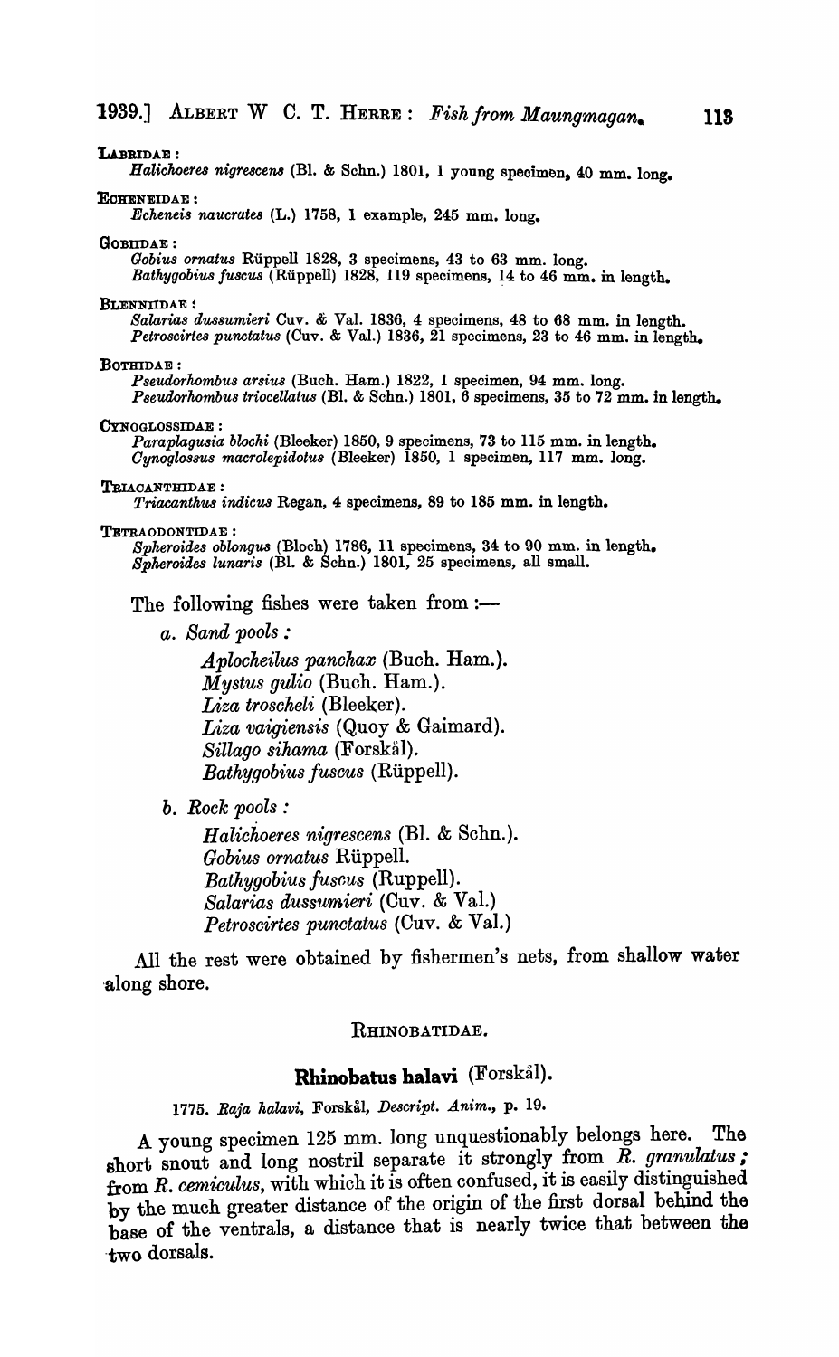LABRIDAE :
*Halichoeres nigrescens* (Bl. & Schn.) 1801, 1 young specimen, 40 mm. long.

ECHENEIDAE :
*Echeneis naucrates* (L.) 1758, 1 example, 245 mm. long.

GOBIIDAE :
*Gobius ornatus* Rüppell 1828, 3 specimens, 43 to 63 mm. long.
*Bathygobius fuscus* (Rüppell) 1828, 119 specimens, 14 to 46 mm. in length.

BLENNIIDAE :
*Salarias dussumieri* Cuv. & Val. 1836, 4 specimens, 48 to 68 mm. in length.
*Petroscirtes punctatus* (Cuv. & Val.) 1836, 21 specimens, 23 to 46 mm. in length.

BOTHIDAE :
*Pseudorhombus arsius* (Buch. Ham.) 1822, 1 specimen, 94 mm. long.
*Pseudorhombus triocellatus* (Bl. & Schn.) 1801, 6 specimens, 35 to 72 mm. in length.

CYNOGLOSSIDAE :
*Paraplagusia blochi* (Bleeker) 1850, 9 specimens, 73 to 115 mm. in length.
*Cynoglossus macrolepidotus* (Bleeker) 1850, 1 specimen, 117 mm. long.

TRIACANTHIDAE :
*Triacanthus indicus* Regan, 4 specimens, 89 to 185 mm. in length.

TETRAODONTIDAE :
*Spheroides oblongus* (Bloch) 1786, 11 specimens, 34 to 90 mm. in length.
*Spheroides lunaris* (Bl. & Schn.) 1801, 25 specimens, all small.

The following fishes were taken from :—

*a. Sand pools :*

*Aplocheilus panchax* (Buch. Ham.).
*Mystus gulio* (Buch. Ham.).
*Liza troscheli* (Bleeker).
*Liza vaigiensis* (Quoy & Gaimard).
*Sillago sihama* (Forskål).
*Bathygobius fuscus* (Rüppell).

*b. Rock pools :*

*Halichoeres nigrescens* (Bl. & Schn.).
*Gobius ornatus* Rüppell.
*Bathygobius fuscus* (Ruppell).
*Salarias dussumieri* (Cuv. & Val.)
*Petroscirtes punctatus* (Cuv. & Val.)

All the rest were obtained by fishermen's nets, from shallow water along shore.

## RHINOBATIDAE.

### **Rhinobatus halavi** (Forskål).

1775. *Raja halavi*, Forskål, *Descript. Anim.*, p. 19.

A young specimen 125 mm. long unquestionably belongs here. The short snout and long nostril separate it strongly from *R. granulatus*; from *R. cemiculus*, with which it is often confused, it is easily distinguished by the much greater distance of the origin of the first dorsal behind the base of the ventrals, a distance that is nearly twice that between the two dorsals.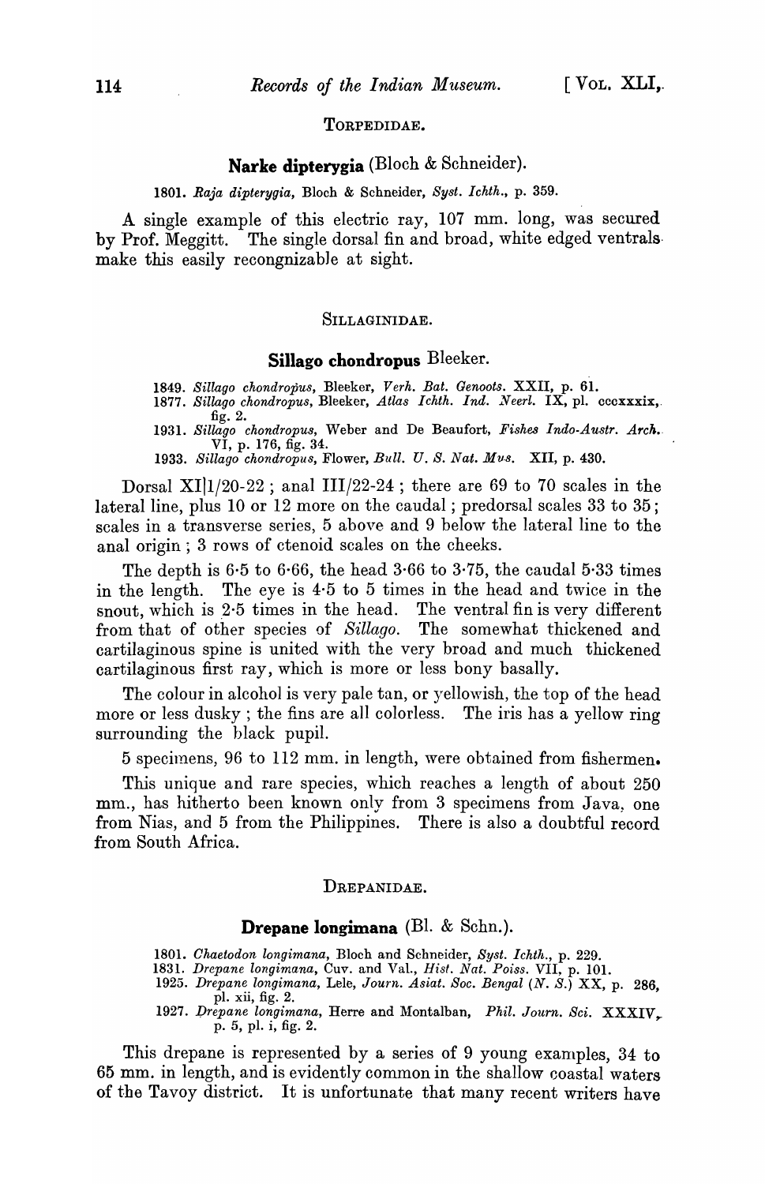## TORPEDIDAE.

### **Narke dipterygia** (Bloch & Schneider).

1801. *Raja dipterygia*, Bloch & Schneider, *Syst. Ichth.*, p. 359.

A single example of this electric ray, 107 mm. long, was secured by Prof. Meggitt. The single dorsal fin and broad, white edged ventrals make this easily recongnizable at sight.

## SILLAGINIDAE.

### **Sillago chondropus** Bleeker.

1849. *Sillago chondropus*, Bleeker, *Verh. Bat. Genoots.* XXII, p. 61.
1877. *Sillago chondropus*, Bleeker, *Atlas Ichth. Ind. Neerl.* IX, pl. cccxxxix, fig. 2.
1931. *Sillago chondropus*, Weber and De Beaufort, *Fishes Indo-Austr. Arch.* VI, p. 176, fig. 34.
1933. *Sillago chondropus*, Flower, *Bull. U. S. Nat. Mus.* XII, p. 430.

Dorsal XI|1/20-22 ; anal III/22-24 ; there are 69 to 70 scales in the lateral line, plus 10 or 12 more on the caudal ; predorsal scales 33 to 35 ; scales in a transverse series, 5 above and 9 below the lateral line to the anal origin ; 3 rows of ctenoid scales on the cheeks.

The depth is 6·5 to 6·66, the head 3·66 to 3·75, the caudal 5·33 times in the length. The eye is 4·5 to 5 times in the head and twice in the snout, which is 2·5 times in the head. The ventral fin is very different from that of other species of *Sillago*. The somewhat thickened and cartilaginous spine is united with the very broad and much thickened cartilaginous first ray, which is more or less bony basally.

The colour in alcohol is very pale tan, or yellowish, the top of the head more or less dusky ; the fins are all colorless. The iris has a yellow ring surrounding the black pupil.

5 specimens, 96 to 112 mm. in length, were obtained from fishermen.

This unique and rare species, which reaches a length of about 250 mm., has hitherto been known only from 3 specimens from Java, one from Nias, and 5 from the Philippines. There is also a doubtful record from South Africa.

## DREPANIDAE.

### **Drepane longimana** (Bl. & Schn.).

1801. *Chaetodon longimana*, Bloch and Schneider, *Syst. Ichth.*, p. 229.
1831. *Drepane longimana*, Cuv. and Val., *Hist. Nat. Poiss.* VII, p. 101.
1925. *Drepane longimana*, Lele, *Journ. Asiat. Soc. Bengal (N. S.)* XX, p. 286, pl. xii, fig. 2.
1927. *Drepane longimana*, Herre and Montalban, *Phil. Journ. Sci.* XXXIV, p. 5, pl. i, fig. 2.

This drepane is represented by a series of 9 young examples, 34 to 65 mm. in length, and is evidently common in the shallow coastal waters of the Tavoy district. It is unfortunate that many recent writers have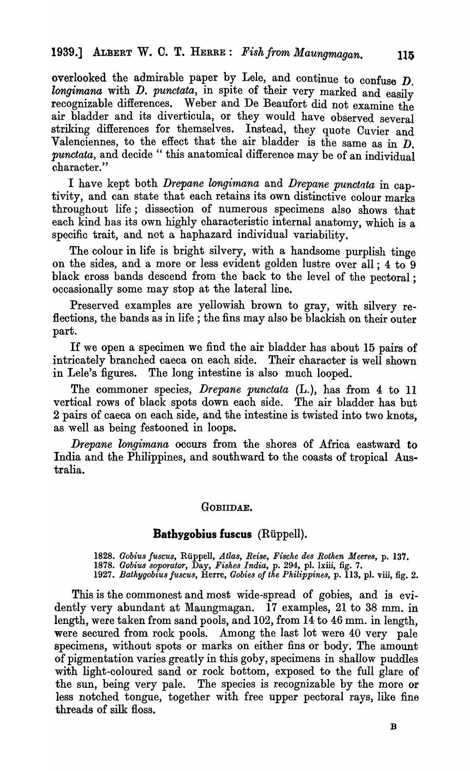overlooked the admirable paper by Lele, and continue to confuse *D. longimana* with *D. punctata*, in spite of their very marked and easily recognizable differences. Weber and De Beaufort did not examine the air bladder and its diverticula, or they would have observed several striking differences for themselves. Instead, they quote Cuvier and Valenciennes, to the effect that the air bladder is the same as in *D. punctata*, and decide " this anatomical difference may be of an individual character."

I have kept both *Drepane longimana* and *Drepane punctata* in captivity, and can state that each retains its own distinctive colour marks throughout life; dissection of numerous specimens also shows that each kind has its own highly characteristic internal anatomy, which is a specific trait, and not a haphazard individual variability.

The colour in life is bright silvery, with a handsome purplish tinge on the sides, and a more or less evident golden lustre over all; 4 to 9 black cross bands descend from the back to the level of the pectoral; occasionally some may stop at the lateral line.

Preserved examples are yellowish brown to gray, with silvery reflections, the bands as in life; the fins may also be blackish on their outer part.

If we open a specimen we find the air bladder has about 15 pairs of intricately branched caeca on each side. Their character is well shown in Lele's figures. The long intestine is also much looped.

The commoner species, *Drepane punctata* (L.), has from 4 to 11 vertical rows of black spots down each side. The air bladder has but 2 pairs of caeca on each side, and the intestine is twisted into two knots, as well as being festooned in loops.

*Drepane longimana* occurs from the shores of Africa eastward to India and the Philippines, and southward to the coasts of tropical Australia.

## GOBIIDAE.

### **Bathygobius fuscus** (Rüppell).

1828. *Gobius fuscus*, Rüppell, *Atlas, Reise, Fische des Rothen Meeres*, p. 137.
1878. *Gobius soporator*, Day, *Fishes India*, p. 294, pl. lxiii, fig. 7.
1927. *Bathygobius fuscus*, Herre, *Gobies of the Philippines*, p. 113, pl. viii, fig. 2.

This is the commonest and most wide-spread of gobies, and is evidently very abundant at Maungmagan. 17 examples, 21 to 38 mm. in length, were taken from sand pools, and 102, from 14 to 46 mm. in length, were secured from rock pools. Among the last lot were 40 very pale specimens, without spots or marks on either fins or body. The amount of pigmentation varies greatly in this goby, specimens in shallow puddles with light-coloured sand or rock bottom, exposed to the full glare of the sun, being very pale. The species is recognizable by the more or less notched tongue, together with free upper pectoral rays, like fine threads of silk floss.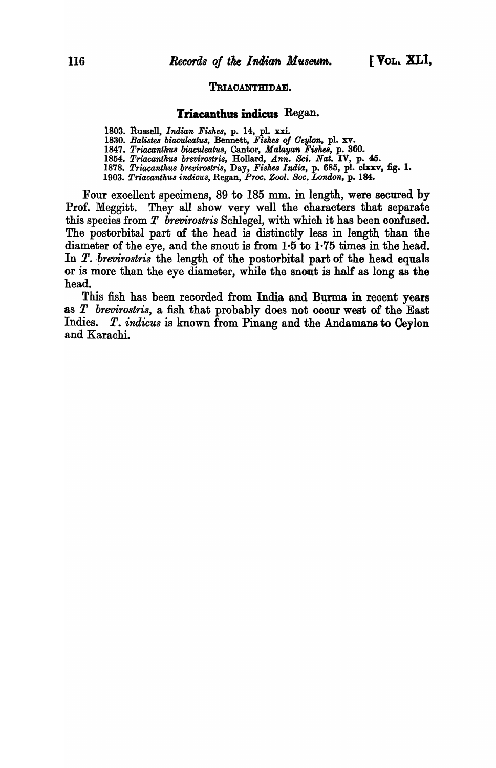TRIACANTHIDAE.

### **Triacanthus indicus** Regan.

1803. Russell, *Indian Fishes*, p. 14, pl. xxi.
1830. *Balistes biaculeatus*, Bennett, *Fishes of Ceylon*, pl. xv.
1847. *Triacanthus biaculeatus*, Cantor, *Malayan Fishes*, p. 360.
1854. *Triacanthus brevirostris*, Hollard, *Ann. Sci. Nat.* IV, p. 45.
1878. *Triacanthus brevirostris*, Day, *Fishes India*, p. 685, pl. clxxv, fig. 1.
1903. *Triacanthus indicus*, Regan, *Proc. Zool. Soc. London*, p. 184.

Four excellent specimens, 89 to 185 mm. in length, were secured by Prof. Meggitt. They all show very well the characters that separate this species from *T brevirostris* Schlegel, with which it has been confused. The postorbital part of the head is distinctly less in length than the diameter of the eye, and the snout is from 1·5 to 1·75 times in the head. In *T. brevirostris* the length of the postorbital part of the head equals or is more than the eye diameter, while the snout is half as long as the head.

This fish has been recorded from India and Burma in recent years as *T brevirostris*, a fish that probably does not occur west of the East Indies. *T. indicus* is known from Pinang and the Andamans to Ceylon and Karachi.